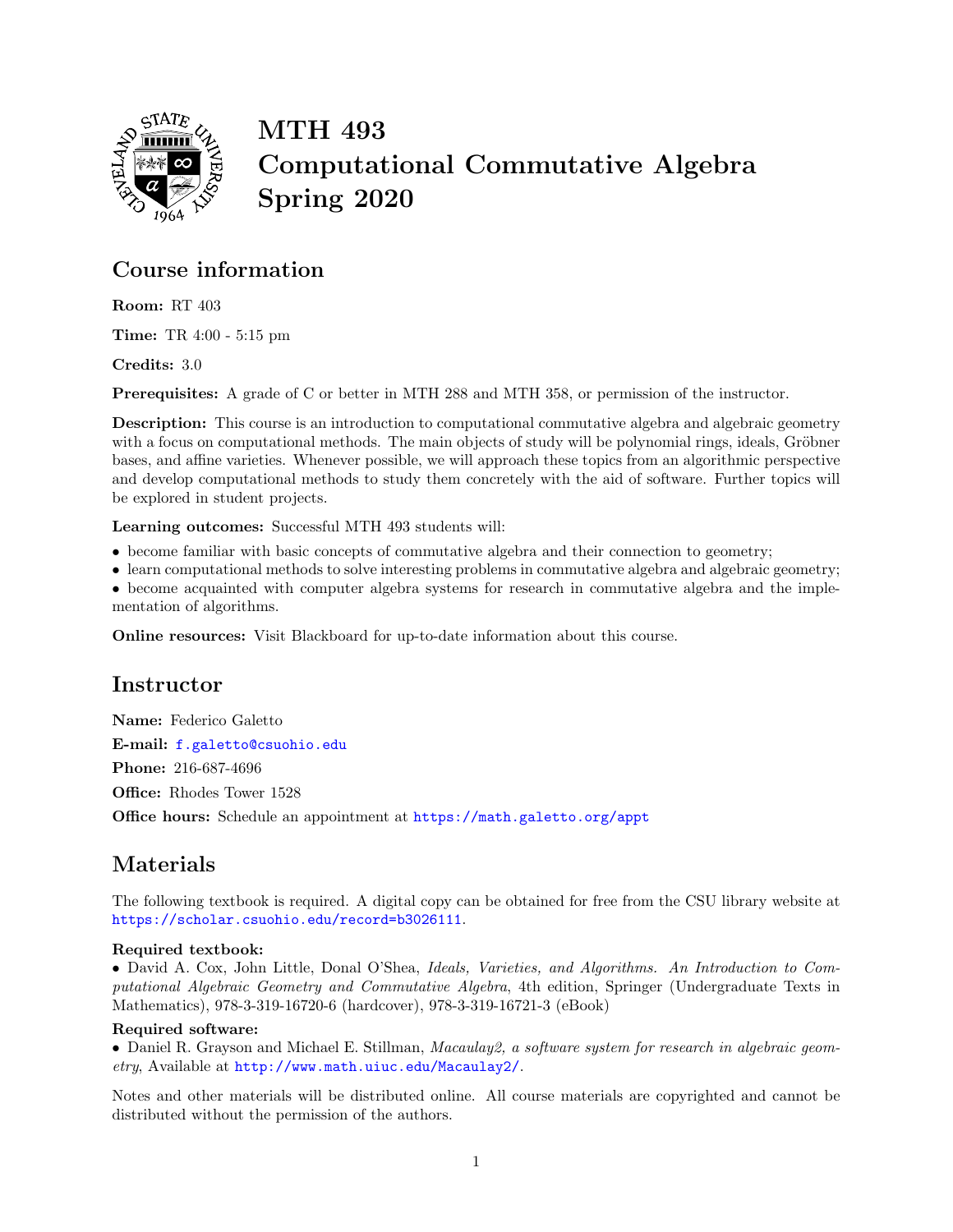# MTH 493
# Computational Commutative Algebra
# Spring 2020

## Course information

**Room:** RT 403

**Time:** TR 4:00 - 5:15 pm

**Credits:** 3.0

**Prerequisites:** A grade of C or better in MTH 288 and MTH 358, or permission of the instructor.

**Description:** This course is an introduction to computational commutative algebra and algebraic geometry with a focus on computational methods. The main objects of study will be polynomial rings, ideals, Gröbner bases, and affine varieties. Whenever possible, we will approach these topics from an algorithmic perspective and develop computational methods to study them concretely with the aid of software. Further topics will be explored in student projects.

**Learning outcomes:** Successful MTH 493 students will:

- become familiar with basic concepts of commutative algebra and their connection to geometry;
- learn computational methods to solve interesting problems in commutative algebra and algebraic geometry;
- become acquainted with computer algebra systems for research in commutative algebra and the implementation of algorithms.

**Online resources:** Visit Blackboard for up-to-date information about this course.

## Instructor

**Name:** Federico Galetto

**E-mail:** f.galetto@csuohio.edu

**Phone:** 216-687-4696

**Office:** Rhodes Tower 1528

**Office hours:** Schedule an appointment at https://math.galetto.org/appt

## Materials

The following textbook is required. A digital copy can be obtained for free from the CSU library website at https://scholar.csuohio.edu/record=b3026111.

**Required textbook:**

- David A. Cox, John Little, Donal O'Shea, *Ideals, Varieties, and Algorithms. An Introduction to Computational Algebraic Geometry and Commutative Algebra*, 4th edition, Springer (Undergraduate Texts in Mathematics), 978-3-319-16720-6 (hardcover), 978-3-319-16721-3 (eBook)

**Required software:**

- Daniel R. Grayson and Michael E. Stillman, *Macaulay2, a software system for research in algebraic geometry*, Available at http://www.math.uiuc.edu/Macaulay2/.

Notes and other materials will be distributed online. All course materials are copyrighted and cannot be distributed without the permission of the authors.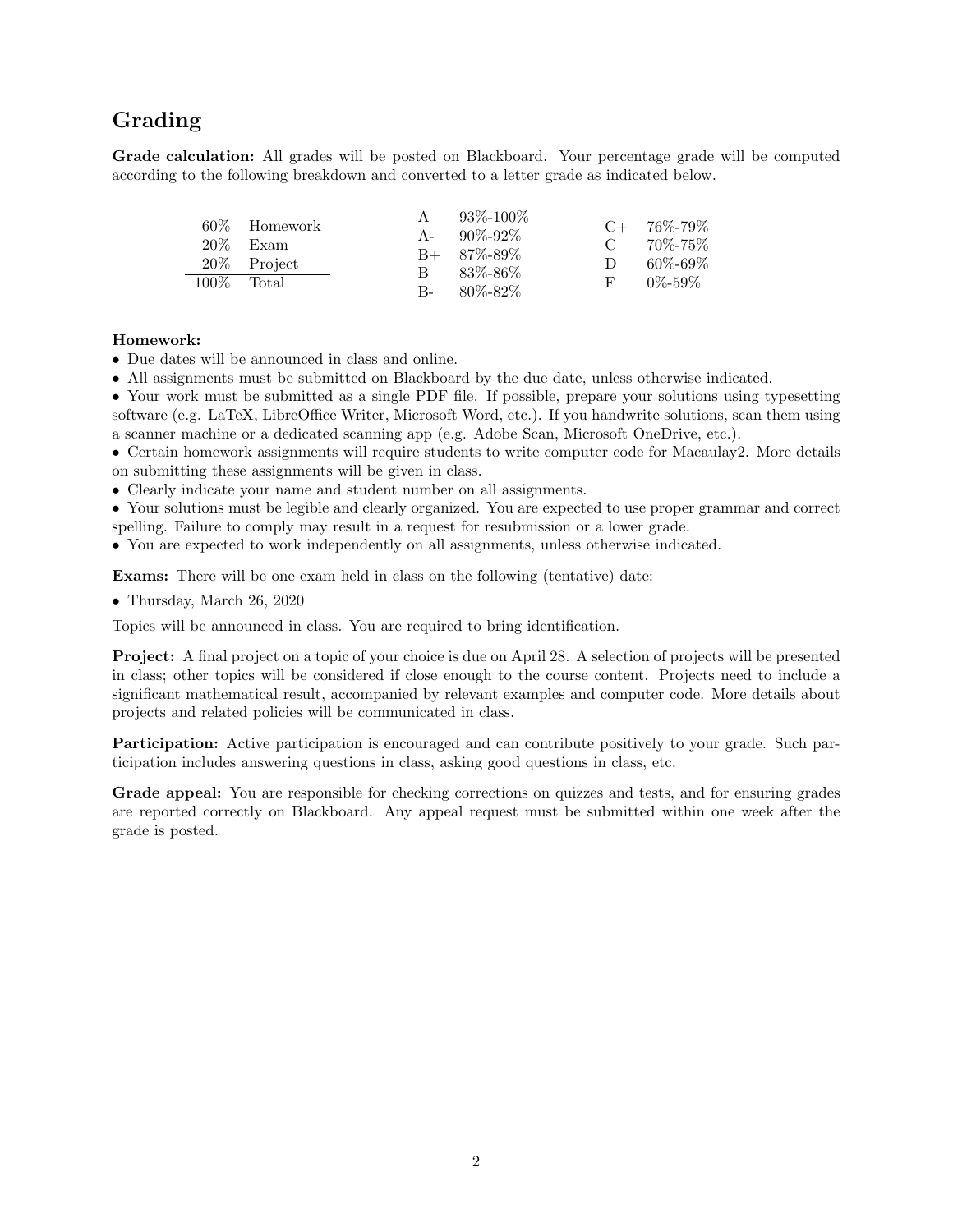## Grading

**Grade calculation:** All grades will be posted on Blackboard. Your percentage grade will be computed according to the following breakdown and converted to a letter grade as indicated below.

| Weight | Component |
|---|---|
| 60% | Homework |
| 20% | Exam |
| 20% | Project |
| 100% | Total |

| Grade | Range |
|---|---|
| A | 93%-100% |
| A- | 90%-92% |
| B+ | 87%-89% |
| B | 83%-86% |
| B- | 80%-82% |
| C+ | 76%-79% |
| C | 70%-75% |
| D | 60%-69% |
| F | 0%-59% |

**Homework:**

- Due dates will be announced in class and online.
- All assignments must be submitted on Blackboard by the due date, unless otherwise indicated.
- Your work must be submitted as a single PDF file. If possible, prepare your solutions using typesetting software (e.g. LaTeX, LibreOffice Writer, Microsoft Word, etc.). If you handwrite solutions, scan them using a scanner machine or a dedicated scanning app (e.g. Adobe Scan, Microsoft OneDrive, etc.).
- Certain homework assignments will require students to write computer code for Macaulay2. More details on submitting these assignments will be given in class.
- Clearly indicate your name and student number on all assignments.
- Your solutions must be legible and clearly organized. You are expected to use proper grammar and correct spelling. Failure to comply may result in a request for resubmission or a lower grade.
- You are expected to work independently on all assignments, unless otherwise indicated.

**Exams:** There will be one exam held in class on the following (tentative) date:

- Thursday, March 26, 2020

Topics will be announced in class. You are required to bring identification.

**Project:** A final project on a topic of your choice is due on April 28. A selection of projects will be presented in class; other topics will be considered if close enough to the course content. Projects need to include a significant mathematical result, accompanied by relevant examples and computer code. More details about projects and related policies will be communicated in class.

**Participation:** Active participation is encouraged and can contribute positively to your grade. Such participation includes answering questions in class, asking good questions in class, etc.

**Grade appeal:** You are responsible for checking corrections on quizzes and tests, and for ensuring grades are reported correctly on Blackboard. Any appeal request must be submitted within one week after the grade is posted.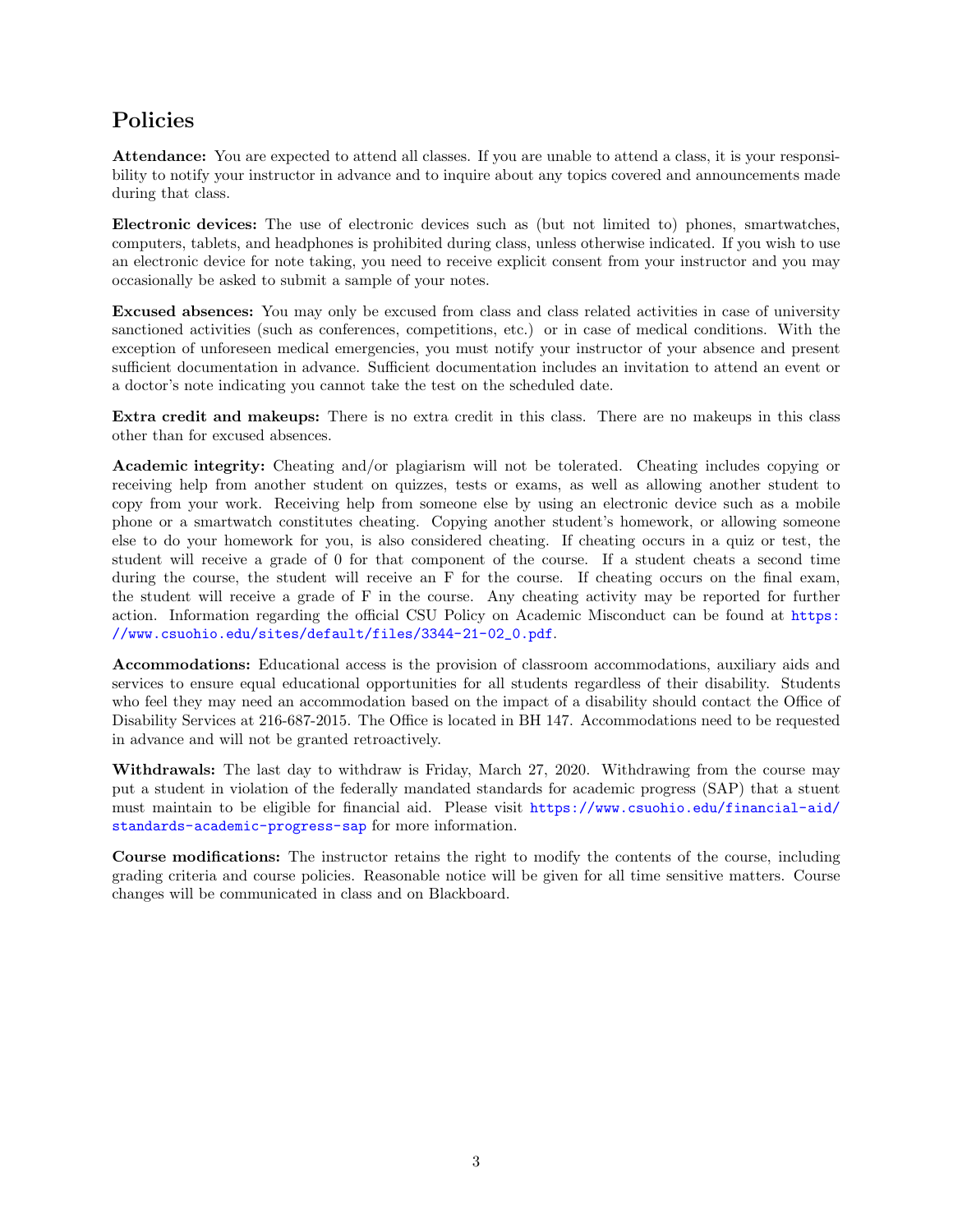## Policies

**Attendance:** You are expected to attend all classes. If you are unable to attend a class, it is your responsibility to notify your instructor in advance and to inquire about any topics covered and announcements made during that class.

**Electronic devices:** The use of electronic devices such as (but not limited to) phones, smartwatches, computers, tablets, and headphones is prohibited during class, unless otherwise indicated. If you wish to use an electronic device for note taking, you need to receive explicit consent from your instructor and you may occasionally be asked to submit a sample of your notes.

**Excused absences:** You may only be excused from class and class related activities in case of university sanctioned activities (such as conferences, competitions, etc.) or in case of medical conditions. With the exception of unforeseen medical emergencies, you must notify your instructor of your absence and present sufficient documentation in advance. Sufficient documentation includes an invitation to attend an event or a doctor's note indicating you cannot take the test on the scheduled date.

**Extra credit and makeups:** There is no extra credit in this class. There are no makeups in this class other than for excused absences.

**Academic integrity:** Cheating and/or plagiarism will not be tolerated. Cheating includes copying or receiving help from another student on quizzes, tests or exams, as well as allowing another student to copy from your work. Receiving help from someone else by using an electronic device such as a mobile phone or a smartwatch constitutes cheating. Copying another student's homework, or allowing someone else to do your homework for you, is also considered cheating. If cheating occurs in a quiz or test, the student will receive a grade of 0 for that component of the course. If a student cheats a second time during the course, the student will receive an F for the course. If cheating occurs on the final exam, the student will receive a grade of F in the course. Any cheating activity may be reported for further action. Information regarding the official CSU Policy on Academic Misconduct can be found at https://www.csuohio.edu/sites/default/files/3344-21-02_0.pdf.

**Accommodations:** Educational access is the provision of classroom accommodations, auxiliary aids and services to ensure equal educational opportunities for all students regardless of their disability. Students who feel they may need an accommodation based on the impact of a disability should contact the Office of Disability Services at 216-687-2015. The Office is located in BH 147. Accommodations need to be requested in advance and will not be granted retroactively.

**Withdrawals:** The last day to withdraw is Friday, March 27, 2020. Withdrawing from the course may put a student in violation of the federally mandated standards for academic progress (SAP) that a stuent must maintain to be eligible for financial aid. Please visit https://www.csuohio.edu/financial-aid/standards-academic-progress-sap for more information.

**Course modifications:** The instructor retains the right to modify the contents of the course, including grading criteria and course policies. Reasonable notice will be given for all time sensitive matters. Course changes will be communicated in class and on Blackboard.